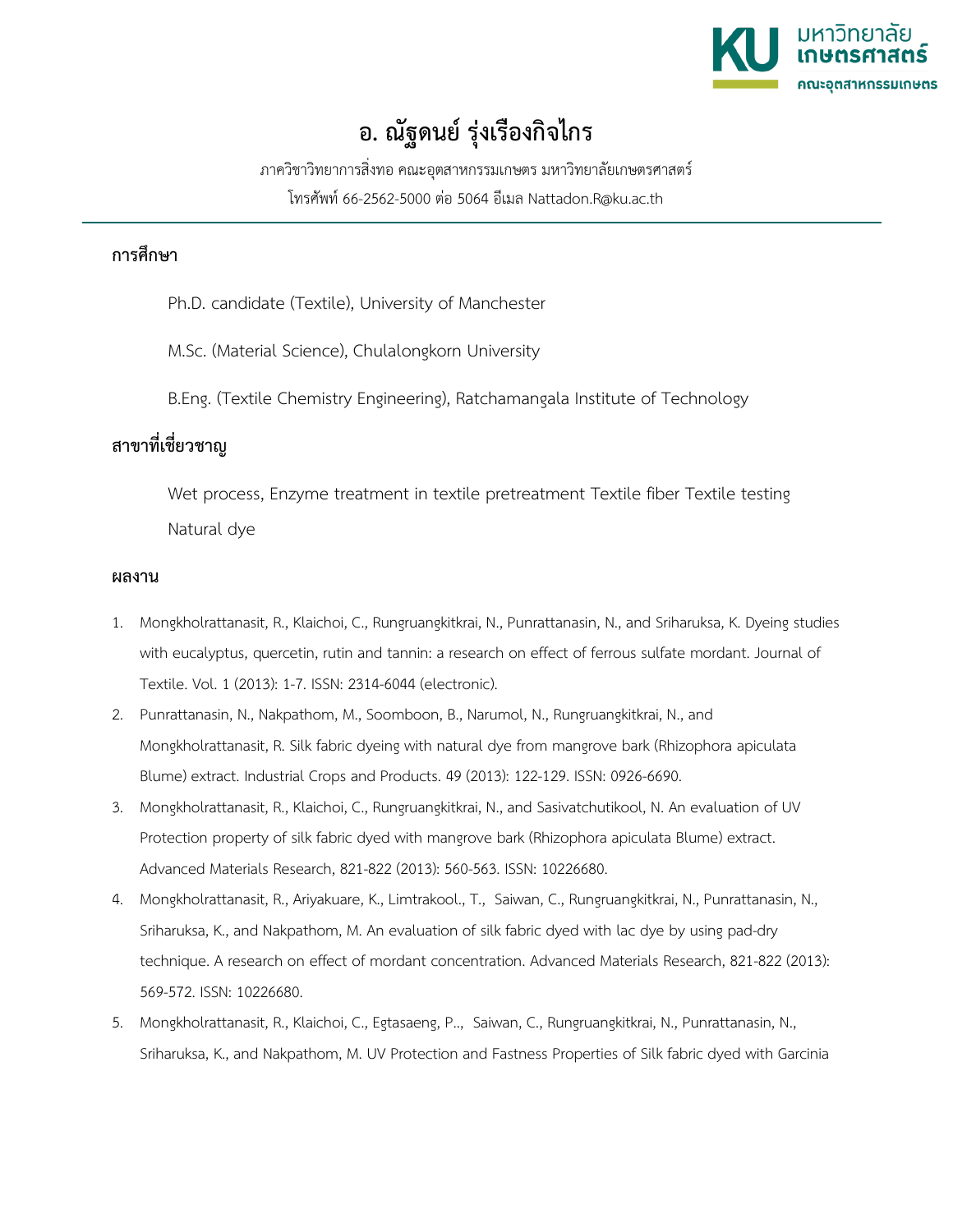มหาวิทยาลัยเกษตรศาสตร์
คณะอุตสาหกรรมเกษตร

# อ. ณัฐดนย์ รุ่งเรืองกิจไกร

ภาควิชาวิทยาการสิ่งทอ คณะอุตสาหกรรมเกษตร มหาวิทยาลัยเกษตรศาสตร์

โทรศัพท์ 66-2562-5000 ต่อ 5064 อีเมล Nattadon.R@ku.ac.th

## การศึกษา

Ph.D. candidate (Textile), University of Manchester

M.Sc. (Material Science), Chulalongkorn University

B.Eng. (Textile Chemistry Engineering), Ratchamangala Institute of Technology

## สาขาที่เชี่ยวชาญ

Wet process, Enzyme treatment in textile pretreatment Textile fiber Textile testing Natural dye

## ผลงาน

1. Mongkholrattanasit, R., Klaichoi, C., Rungruangkitkrai, N., Punrattanasin, N., and Sriharuksa, K. Dyeing studies with eucalyptus, quercetin, rutin and tannin: a research on effect of ferrous sulfate mordant. Journal of Textile. Vol. 1 (2013): 1-7. ISSN: 2314-6044 (electronic).
2. Punrattanasin, N., Nakpathom, M., Soomboon, B., Narumol, N., Rungruangkitkrai, N., and Mongkholrattanasit, R. Silk fabric dyeing with natural dye from mangrove bark (Rhizophora apiculata Blume) extract. Industrial Crops and Products. 49 (2013): 122-129. ISSN: 0926-6690.
3. Mongkholrattanasit, R., Klaichoi, C., Rungruangkitkrai, N., and Sasivatchutikool, N. An evaluation of UV Protection property of silk fabric dyed with mangrove bark (Rhizophora apiculata Blume) extract. Advanced Materials Research, 821-822 (2013): 560-563. ISSN: 10226680.
4. Mongkholrattanasit, R., Ariyakuare, K., Limtrakool., T., Saiwan, C., Rungruangkitkrai, N., Punrattanasin, N., Sriharuksa, K., and Nakpathom, M. An evaluation of silk fabric dyed with lac dye by using pad-dry technique. A research on effect of mordant concentration. Advanced Materials Research, 821-822 (2013): 569-572. ISSN: 10226680.
5. Mongkholrattanasit, R., Klaichoi, C., Egtasaeng, P.., Saiwan, C., Rungruangkitkrai, N., Punrattanasin, N., Sriharuksa, K., and Nakpathom, M. UV Protection and Fastness Properties of Silk fabric dyed with Garcinia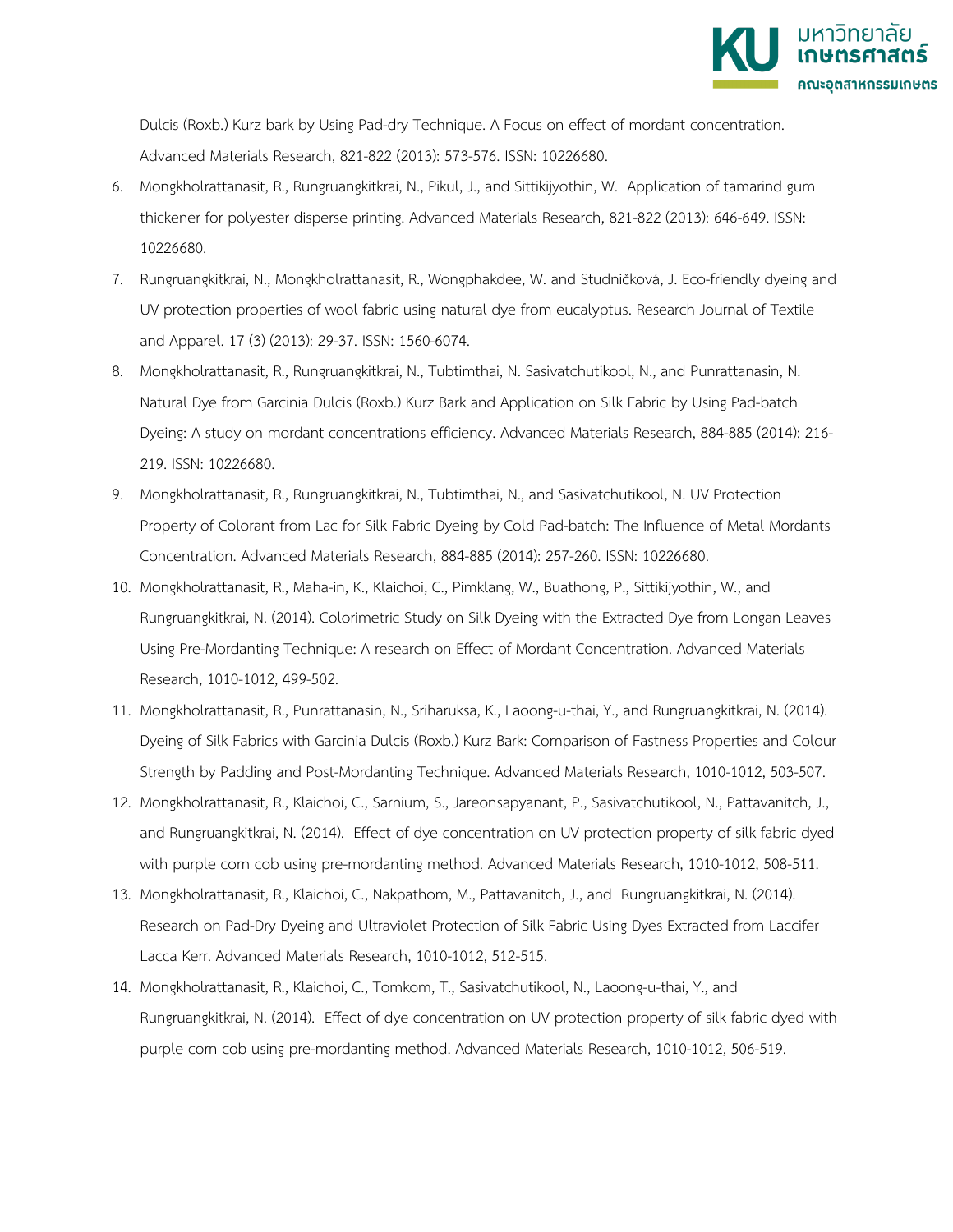Dulcis (Roxb.) Kurz bark by Using Pad-dry Technique. A Focus on effect of mordant concentration. Advanced Materials Research, 821-822 (2013): 573-576. ISSN: 10226680.

6. Mongkholrattanasit, R., Rungruangkitkrai, N., Pikul, J., and Sittikijyothin, W. Application of tamarind gum thickener for polyester disperse printing. Advanced Materials Research, 821-822 (2013): 646-649. ISSN: 10226680.
7. Rungruangkitkrai, N., Mongkholrattanasit, R., Wongphakdee, W. and Studničková, J. Eco-friendly dyeing and UV protection properties of wool fabric using natural dye from eucalyptus. Research Journal of Textile and Apparel. 17 (3) (2013): 29-37. ISSN: 1560-6074.
8. Mongkholrattanasit, R., Rungruangkitkrai, N., Tubtimthai, N. Sasivatchutikool, N., and Punrattanasin, N. Natural Dye from Garcinia Dulcis (Roxb.) Kurz Bark and Application on Silk Fabric by Using Pad-batch Dyeing: A study on mordant concentrations efficiency. Advanced Materials Research, 884-885 (2014): 216-219. ISSN: 10226680.
9. Mongkholrattanasit, R., Rungruangkitkrai, N., Tubtimthai, N., and Sasivatchutikool, N. UV Protection Property of Colorant from Lac for Silk Fabric Dyeing by Cold Pad-batch: The Influence of Metal Mordants Concentration. Advanced Materials Research, 884-885 (2014): 257-260. ISSN: 10226680.
10. Mongkholrattanasit, R., Maha-in, K., Klaichoi, C., Pimklang, W., Buathong, P., Sittikijyothin, W., and Rungruangkitkrai, N. (2014). Colorimetric Study on Silk Dyeing with the Extracted Dye from Longan Leaves Using Pre-Mordanting Technique: A research on Effect of Mordant Concentration. Advanced Materials Research, 1010-1012, 499-502.
11. Mongkholrattanasit, R., Punrattanasin, N., Sriharuksa, K., Laoong-u-thai, Y., and Rungruangkitkrai, N. (2014). Dyeing of Silk Fabrics with Garcinia Dulcis (Roxb.) Kurz Bark: Comparison of Fastness Properties and Colour Strength by Padding and Post-Mordanting Technique. Advanced Materials Research, 1010-1012, 503-507.
12. Mongkholrattanasit, R., Klaichoi, C., Sarnium, S., Jareonsapyanant, P., Sasivatchutikool, N., Pattavanitch, J., and Rungruangkitkrai, N. (2014). Effect of dye concentration on UV protection property of silk fabric dyed with purple corn cob using pre-mordanting method. Advanced Materials Research, 1010-1012, 508-511.
13. Mongkholrattanasit, R., Klaichoi, C., Nakpathom, M., Pattavanitch, J., and Rungruangkitkrai, N. (2014). Research on Pad-Dry Dyeing and Ultraviolet Protection of Silk Fabric Using Dyes Extracted from Laccifer Lacca Kerr. Advanced Materials Research, 1010-1012, 512-515.
14. Mongkholrattanasit, R., Klaichoi, C., Tomkom, T., Sasivatchutikool, N., Laoong-u-thai, Y., and Rungruangkitkrai, N. (2014). Effect of dye concentration on UV protection property of silk fabric dyed with purple corn cob using pre-mordanting method. Advanced Materials Research, 1010-1012, 506-519.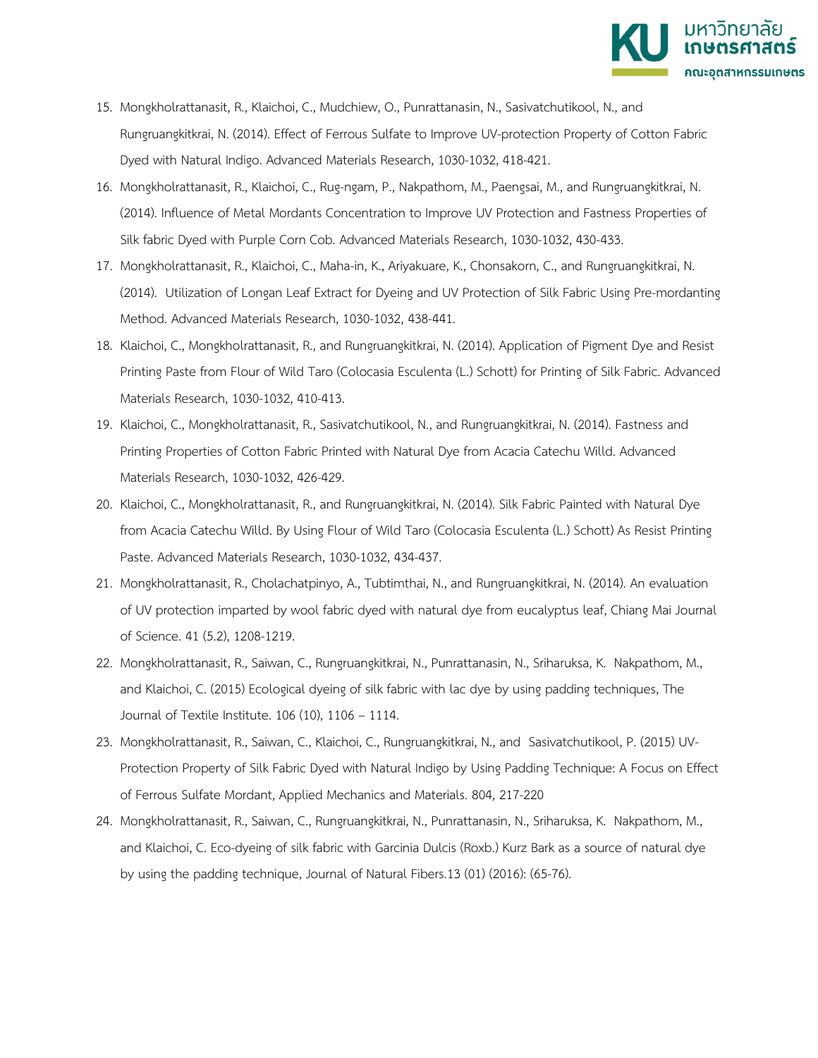15. Mongkholrattanasit, R., Klaichoi, C., Mudchiew, O., Punrattanasin, N., Sasivatchutikool, N., and Rungruangkitkrai, N. (2014). Effect of Ferrous Sulfate to Improve UV-protection Property of Cotton Fabric Dyed with Natural Indigo. Advanced Materials Research, 1030-1032, 418-421.
16. Mongkholrattanasit, R., Klaichoi, C., Rug-ngam, P., Nakpathom, M., Paengsai, M., and Rungruangkitkrai, N. (2014). Influence of Metal Mordants Concentration to Improve UV Protection and Fastness Properties of Silk fabric Dyed with Purple Corn Cob. Advanced Materials Research, 1030-1032, 430-433.
17. Mongkholrattanasit, R., Klaichoi, C., Maha-in, K., Ariyakuare, K., Chonsakorn, C., and Rungruangkitkrai, N. (2014). Utilization of Longan Leaf Extract for Dyeing and UV Protection of Silk Fabric Using Pre-mordanting Method. Advanced Materials Research, 1030-1032, 438-441.
18. Klaichoi, C., Mongkholrattanasit, R., and Rungruangkitkrai, N. (2014). Application of Pigment Dye and Resist Printing Paste from Flour of Wild Taro (Colocasia Esculenta (L.) Schott) for Printing of Silk Fabric. Advanced Materials Research, 1030-1032, 410-413.
19. Klaichoi, C., Mongkholrattanasit, R., Sasivatchutikool, N., and Rungruangkitkrai, N. (2014). Fastness and Printing Properties of Cotton Fabric Printed with Natural Dye from Acacia Catechu Willd. Advanced Materials Research, 1030-1032, 426-429.
20. Klaichoi, C., Mongkholrattanasit, R., and Rungruangkitkrai, N. (2014). Silk Fabric Painted with Natural Dye from Acacia Catechu Willd. By Using Flour of Wild Taro (Colocasia Esculenta (L.) Schott) As Resist Printing Paste. Advanced Materials Research, 1030-1032, 434-437.
21. Mongkholrattanasit, R., Cholachatpinyo, A., Tubtimthai, N., and Rungruangkitkrai, N. (2014). An evaluation of UV protection imparted by wool fabric dyed with natural dye from eucalyptus leaf, Chiang Mai Journal of Science. 41 (5.2), 1208-1219.
22. Mongkholrattanasit, R., Saiwan, C., Rungruangkitkrai, N., Punrattanasin, N., Sriharuksa, K. Nakpathom, M., and Klaichoi, C. (2015) Ecological dyeing of silk fabric with lac dye by using padding techniques, The Journal of Textile Institute. 106 (10), 1106 – 1114.
23. Mongkholrattanasit, R., Saiwan, C., Klaichoi, C., Rungruangkitkrai, N., and Sasivatchutikool, P. (2015) UV-Protection Property of Silk Fabric Dyed with Natural Indigo by Using Padding Technique: A Focus on Effect of Ferrous Sulfate Mordant, Applied Mechanics and Materials. 804, 217-220
24. Mongkholrattanasit, R., Saiwan, C., Rungruangkitkrai, N., Punrattanasin, N., Sriharuksa, K. Nakpathom, M., and Klaichoi, C. Eco-dyeing of silk fabric with Garcinia Dulcis (Roxb.) Kurz Bark as a source of natural dye by using the padding technique, Journal of Natural Fibers.13 (01) (2016): (65-76).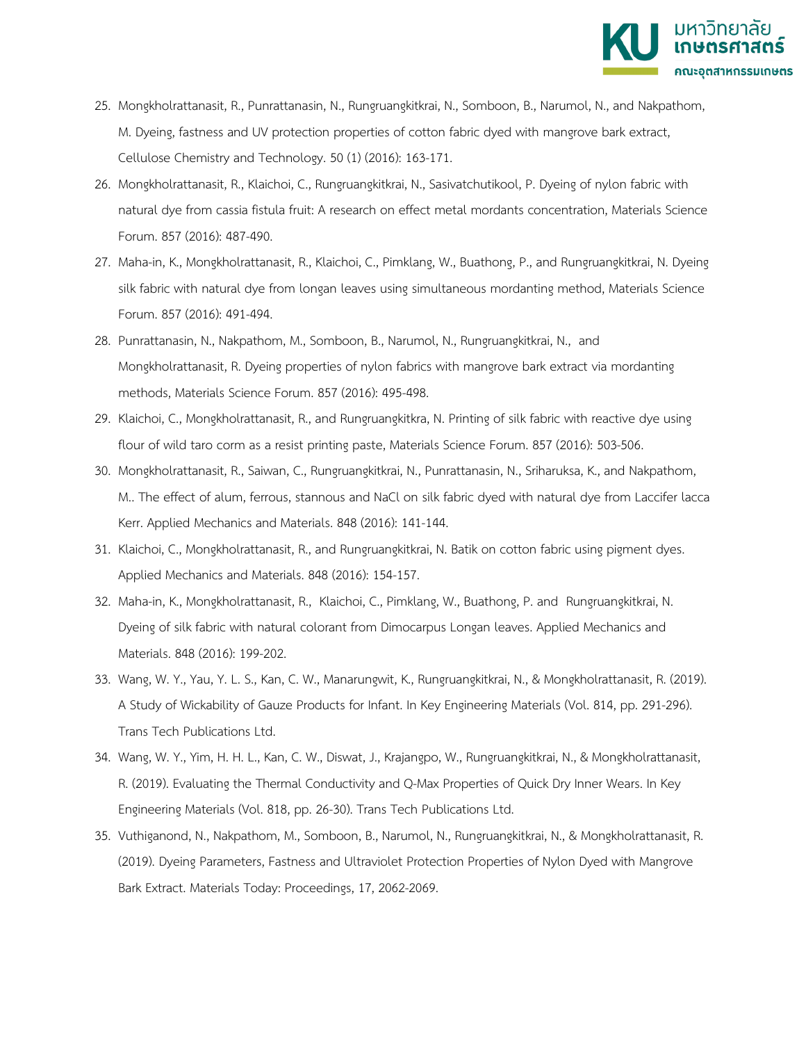25. Mongkholrattanasit, R., Punrattanasin, N., Rungruangkitkrai, N., Somboon, B., Narumol, N., and Nakpathom, M. Dyeing, fastness and UV protection properties of cotton fabric dyed with mangrove bark extract, Cellulose Chemistry and Technology. 50 (1) (2016): 163-171.
26. Mongkholrattanasit, R., Klaichoi, C., Rungruangkitkrai, N., Sasivatchutikool, P. Dyeing of nylon fabric with natural dye from cassia fistula fruit: A research on effect metal mordants concentration, Materials Science Forum. 857 (2016): 487-490.
27. Maha-in, K., Mongkholrattanasit, R., Klaichoi, C., Pimklang, W., Buathong, P., and Rungruangkitkrai, N. Dyeing silk fabric with natural dye from longan leaves using simultaneous mordanting method, Materials Science Forum. 857 (2016): 491-494.
28. Punrattanasin, N., Nakpathom, M., Somboon, B., Narumol, N., Rungruangkitkrai, N., and Mongkholrattanasit, R. Dyeing properties of nylon fabrics with mangrove bark extract via mordanting methods, Materials Science Forum. 857 (2016): 495-498.
29. Klaichoi, C., Mongkholrattanasit, R., and Rungruangkitkra, N. Printing of silk fabric with reactive dye using flour of wild taro corm as a resist printing paste, Materials Science Forum. 857 (2016): 503-506.
30. Mongkholrattanasit, R., Saiwan, C., Rungruangkitkrai, N., Punrattanasin, N., Sriharuksa, K., and Nakpathom, M.. The effect of alum, ferrous, stannous and NaCl on silk fabric dyed with natural dye from Laccifer lacca Kerr. Applied Mechanics and Materials. 848 (2016): 141-144.
31. Klaichoi, C., Mongkholrattanasit, R., and Rungruangkitkrai, N. Batik on cotton fabric using pigment dyes. Applied Mechanics and Materials. 848 (2016): 154-157.
32. Maha-in, K., Mongkholrattanasit, R., Klaichoi, C., Pimklang, W., Buathong, P. and Rungruangkitkrai, N. Dyeing of silk fabric with natural colorant from Dimocarpus Longan leaves. Applied Mechanics and Materials. 848 (2016): 199-202.
33. Wang, W. Y., Yau, Y. L. S., Kan, C. W., Manarungwit, K., Rungruangkitkrai, N., & Mongkholrattanasit, R. (2019). A Study of Wickability of Gauze Products for Infant. In Key Engineering Materials (Vol. 814, pp. 291-296). Trans Tech Publications Ltd.
34. Wang, W. Y., Yim, H. H. L., Kan, C. W., Diswat, J., Krajangpo, W., Rungruangkitkrai, N., & Mongkholrattanasit, R. (2019). Evaluating the Thermal Conductivity and Q-Max Properties of Quick Dry Inner Wears. In Key Engineering Materials (Vol. 818, pp. 26-30). Trans Tech Publications Ltd.
35. Vuthiganond, N., Nakpathom, M., Somboon, B., Narumol, N., Rungruangkitkrai, N., & Mongkholrattanasit, R. (2019). Dyeing Parameters, Fastness and Ultraviolet Protection Properties of Nylon Dyed with Mangrove Bark Extract. Materials Today: Proceedings, 17, 2062-2069.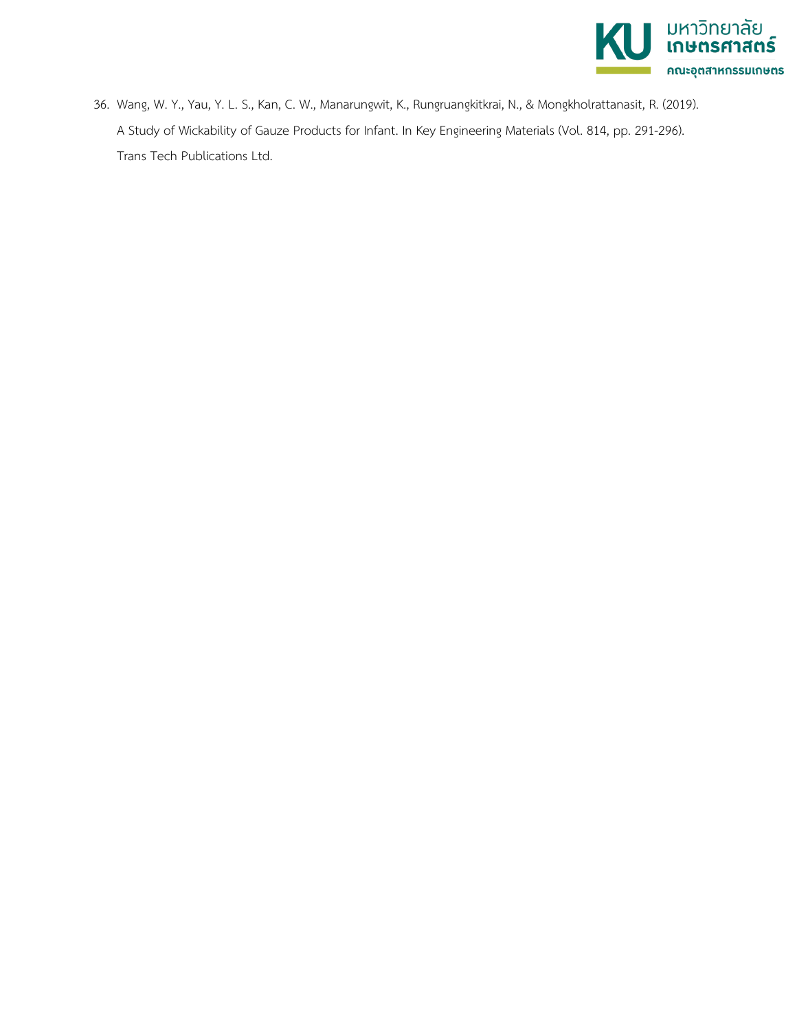36. Wang, W. Y., Yau, Y. L. S., Kan, C. W., Manarungwit, K., Rungruangkitkrai, N., & Mongkholrattanasit, R. (2019). A Study of Wickability of Gauze Products for Infant. In Key Engineering Materials (Vol. 814, pp. 291-296). Trans Tech Publications Ltd.